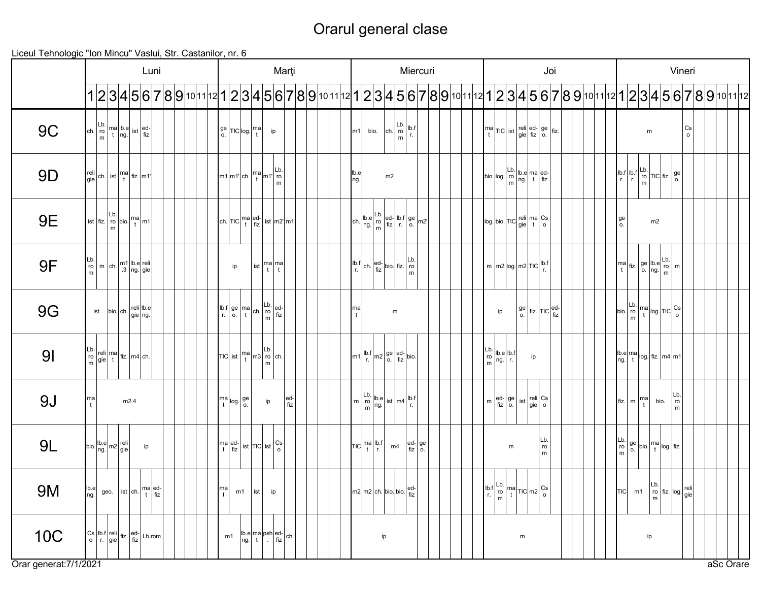# Orarul general clase

Liceul Tehnologic "Ion Mincu" Vaslui, Str. Castanilor, nr. 6

## Luni

| Clasa | 1 | 2 | 3 | 4 | 5 | 6 | 7 | 8 | 9 | 10 | 11 | 12 |
|---|---|---|---|---|---|---|---|---|---|---|---|---|
| 9C | ch. | Lb.rom | mat | lb.eng. | ist | ed-fiz | | | | | | |
| 9D | religie | ch. | ist | mat | fiz. | m1' | | | | | | |
| 9E | ist | fiz. | Lb.rom | bio. | mat | m1 | | | | | | |
| 9F | Lb.rom | m | ch. | m1.3 | lb.eng. | religie | | | | | | |
| 9G | ist | | bio. | ch. | religie | lb.eng. | | | | | | |
| 9I | Lb.rom | religie | mat | fiz. | m4 | ch. | | | | | | |
| 9J | mat | m2.4 | | | | | | | | | | |
| 9L | bio. | lb.eng. | m2 | religie | ip | | | | | | | |
| 9M | lb.eng. | geo. | | ist | ch. | mat | ed-fiz | | | | | |
| 10C | Cso | lb.fr. | religie | fiz. | ed-fiz | Lb.rom | | | | | | |

## Marţi

| Clasa | 1 | 2 | 3 | 4 | 5 | 6 | 7 | 8 | 9 | 10 | 11 | 12 |
|---|---|---|---|---|---|---|---|---|---|---|---|---|
| 9C | geo. | TIC | log. | mat | ip | | | | | | | |
| 9D | m1 | m1' | ch. | mat | m1' | Lb.rom | | | | | | |
| 9E | ch. | TIC | mat | ed-fiz | ist | m2' | m1 | | | | | |
| 9F | ip | | | ist | mat | mat | | | | | | |
| 9G | lb.fr. | geo. | mat | ch. | Lb.rom | ed-fiz | | | | | | |
| 9I | TIC | ist | mat | m3 | Lb.rom | ch. | | | | | | |
| 9J | mat | log. | geo. | ip | | | ed-fiz | | | | | |
| 9L | mat | ed-fiz | ist | TIC | ist | Cso | | | | | | |
| 9M | mat | m1 | | ist | ip | | | | | | | |
| 10C | m1 | | lb.eng. | mat | psh. | ed-fiz | ch. | | | | | |

## Miercuri

| Clasa | 1 | 2 | 3 | 4 | 5 | 6 | 7 | 8 | 9 | 10 | 11 | 12 |
|---|---|---|---|---|---|---|---|---|---|---|---|---|
| 9C | m1 | bio. | | ch. | Lb.rom | lb.fr. | | | | | | |
| 9D | lb.eng. | m2 | | | | | | | | | | |
| 9E | ch. | lb.eng. | Lb.rom | ed-fiz | lb.fr. | geo. | m2' | | | | | |
| 9F | lb.fr. | ch. | ed-fiz | bio. | fiz. | Lb.rom | | | | | | |
| 9G | mat | m | | | | | | | | | | |
| 9I | m1 | lb.fr. | m2 | geo. | ed-fiz | bio. | | | | | | |
| 9J | m | Lb.rom | lb.eng. | ist | m4 | lb.fr. | | | | | | |
| 9L | TIC | mat | lb.fr. | m4 | | ed-fiz | geo. | | | | | |
| 9M | m2 | m2 | ch. | bio. | bio. | ed-fiz | | | | | | |
| 10C | ip | | | | | | | | | | | |

## Joi

| Clasa | 1 | 2 | 3 | 4 | 5 | 6 | 7 | 8 | 9 | 10 | 11 | 12 |
|---|---|---|---|---|---|---|---|---|---|---|---|---|
| 9C | mat | TIC | ist | religie | ed-fiz | geo. | fiz. | | | | | |
| 9D | bio. | log. | Lb.rom | lb.eng. | mat | ed-fiz | | | | | | |
| 9E | log. | bio. | TIC | religie | mat | Cso | | | | | | |
| 9F | m | m2 | log. | m2 | TIC | lb.fr. | | | | | | |
| 9G | ip | | | geo. | fiz. | TIC | ed-fiz | | | | | |
| 9I | Lb.rom | lb.eng. | lb.fr. | ip | | | | | | | | |
| 9J | m | ed-fiz | geo. | ist | religie | Cso | | | | | | |
| 9L | m | | | | | Lb.rom | | | | | | |
| 9M | lb.fr. | Lb.rom | mat | TIC | m2 | Cso | | | | | | |
| 10C | m | | | | | | | | | | | |

## Vineri

| Clasa | 1 | 2 | 3 | 4 | 5 | 6 | 7 | 8 | 9 | 10 | 11 | 12 |
|---|---|---|---|---|---|---|---|---|---|---|---|---|
| 9C | m | | | | | | Cso | | | | | |
| 9D | lb.fr. | lb.fr. | Lb.rom | TIC | fiz. | geo. | | | | | | |
| 9E | geo. | m2 | | | | | | | | | | |
| 9F | mat | fiz. | geo. | lb.eng. | Lb.rom | m | | | | | | |
| 9G | bio. | Lb.rom | mat | log. | TIC | Cso | | | | | | |
| 9I | lb.eng. | mat | log. | fiz. | m4 | m1 | | | | | | |
| 9J | fiz. | m | mat | bio. | | Lb.rom | | | | | | |
| 9L | Lb.rom | geo. | bio. | mat | log. | fiz. | | | | | | |
| 9M | TIC | m1 | | Lb.rom | fiz. | log. | religie | | | | | |
| 10C | ip | | | | | | | | | | | |

Orar generat:7/1/2021

aSc Orare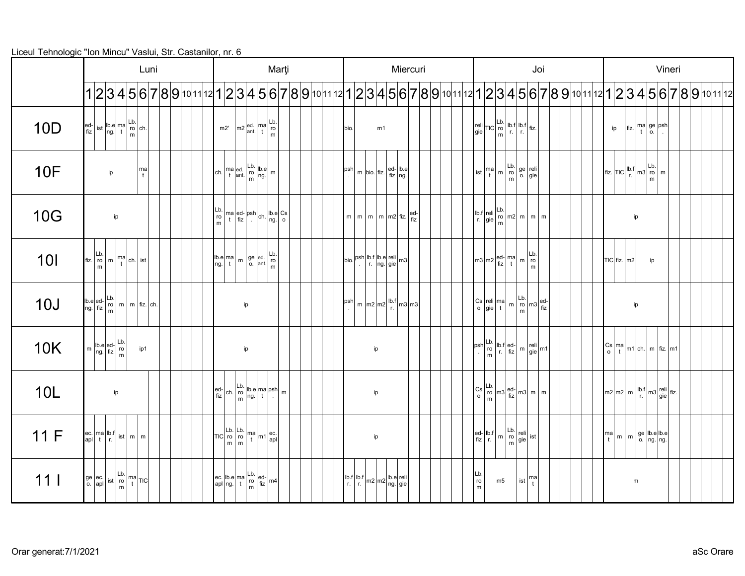Liceul Tehnologic "Ion Mincu" Vaslui, Str. Castanilor, nr. 6

| | Luni | | | | | | | | | | | | Marţi | | | | | | | | | | | | Miercuri | | | | | | | | | | | | Joi | | | | | | | | | | | | Vineri | | | | | | | | | | | |
|---|---|---|---|---|---|---|---|---|---|---|---|---|---|---|---|---|---|---|---|---|---|---|---|---|---|---|---|---|---|---|---|---|---|---|---|---|---|---|---|---|---|---|---|---|---|---|---|---|---|---|---|---|---|---|---|---|---|---|---|---|
| | 1 | 2 | 3 | 4 | 5 | 6 | 7 | 8 | 9 | 10 | 11 | 12 | 1 | 2 | 3 | 4 | 5 | 6 | 7 | 8 | 9 | 10 | 11 | 12 | 1 | 2 | 3 | 4 | 5 | 6 | 7 | 8 | 9 | 10 | 11 | 12 | 1 | 2 | 3 | 4 | 5 | 6 | 7 | 8 | 9 | 10 | 11 | 12 | 1 | 2 | 3 | 4 | 5 | 6 | 7 | 8 | 9 | 10 | 11 | 12 |
| 10D | ed-fiz | ist | lb.eng. | mat | Lb.rom | ch. | | | | | | | m2' | | m2 | ed.ant. | mat | Lb.rom | | | | | | | bio. | m1 | | | | | | | | | | | religie | TIC | Lb.rom | lb.fr. | lb.fr. | fiz. | | | | | | | ip | | fiz. | mat | geo. | psh. | | | | | | |
| 10F | ip | | | | | mat | | | | | | | ch. | mat | ed.ant. | Lb.rom | lb.eng. | m | | | | | | | psh. | m | bio. | fiz. | ed-fiz | lb.eng. | | | | | | | ist | mat | m | Lb.rom | geo. | religie | | | | | | | fiz. | TIC | lb.fr. | m3 | Lb.rom | m | | | | | | |
| 10G | ip | | | | | | | | | | | | Lb.rom | mat | ed-fiz | psh. | ch. | lb.eng. | Cso | | | | | | m | m | m | m | m2 | fiz. | ed-fiz | | | | | | lb.fr. | religie | Lb.rom | m2 | m | m | m | | | | | | ip | | | | | | | | | | | |
| 10I | fiz. | Lb.rom | m | mat | ch. | ist | | | | | | | lb.eng. | mat | m | geo. | ed.ant. | Lb.rom | | | | | | | bio. | psh. | lb.fr. | lb.eng. | religie | m3 | | | | | | | m3 | m2 | ed-fiz | mat | m | Lb.rom | | | | | | | TIC | fiz. | m2 | ip | | | | | | | | |
| 10J | lb.eng. | ed-fiz | Lb.rom | m | m | fiz. | ch. | | | | | | ip | | | | | | | | | | | | psh. | m | m2 | m2 | lb.fr. | m3 | m3 | | | | | | Cso | religie | mat | m | Lb.rom | m3 | ed-fiz | | | | | | ip | | | | | | | | | | | |
| 10K | m | lb.eng. | ed-fiz | Lb.rom | ip1 | | | | | | | | ip | | | | | | | | | | | | ip | | | | | | | | | | | | psh. | Lb.rom | lb.fr. | ed-fiz | m | religie | m1 | | | | | | Cso | mat | m1 | ch. | m | fiz. | m1 | | | | | |
| 10L | ip | | | | | | | | | | | | ed-fiz | ch. | Lb.rom | lb.eng. | mat | psh. | m | | | | | | ip | | | | | | | | | | | | Cso | Lb.rom | m3 | ed-fiz | m3 | m | m | | | | | | m2 | m2 | m | lb.fr. | m3 | religie | fiz. | | | | | |
| 11 F | ec.apl | mat | lb.fr. | ist | m | m | | | | | | | TIC | Lb.rom | Lb.rom | mat | m1 | ec.apl | | | | | | | ip | | | | | | | | | | | | ed-fiz | lb.fr. | m | Lb.rom | religie | ist | | | | | | | mat | m | m | geo. | lb.eng. | lb.eng. | | | | | | |
| 11 I | geo. | ec.apl | ist | Lb.rom | mat | TIC | | | | | | | ec.apl | lb.eng. | mat | Lb.rom | ed-fiz | m4 | | | | | | | lb.fr. | lb.fr. | m2 | m2 | lb.eng. | religie | | | | | | | Lb.rom | m5 | | | ist | mat | | | | | | | m | | | | | | | | | | | |

Orar generat:7/1/2021

aSc Orare